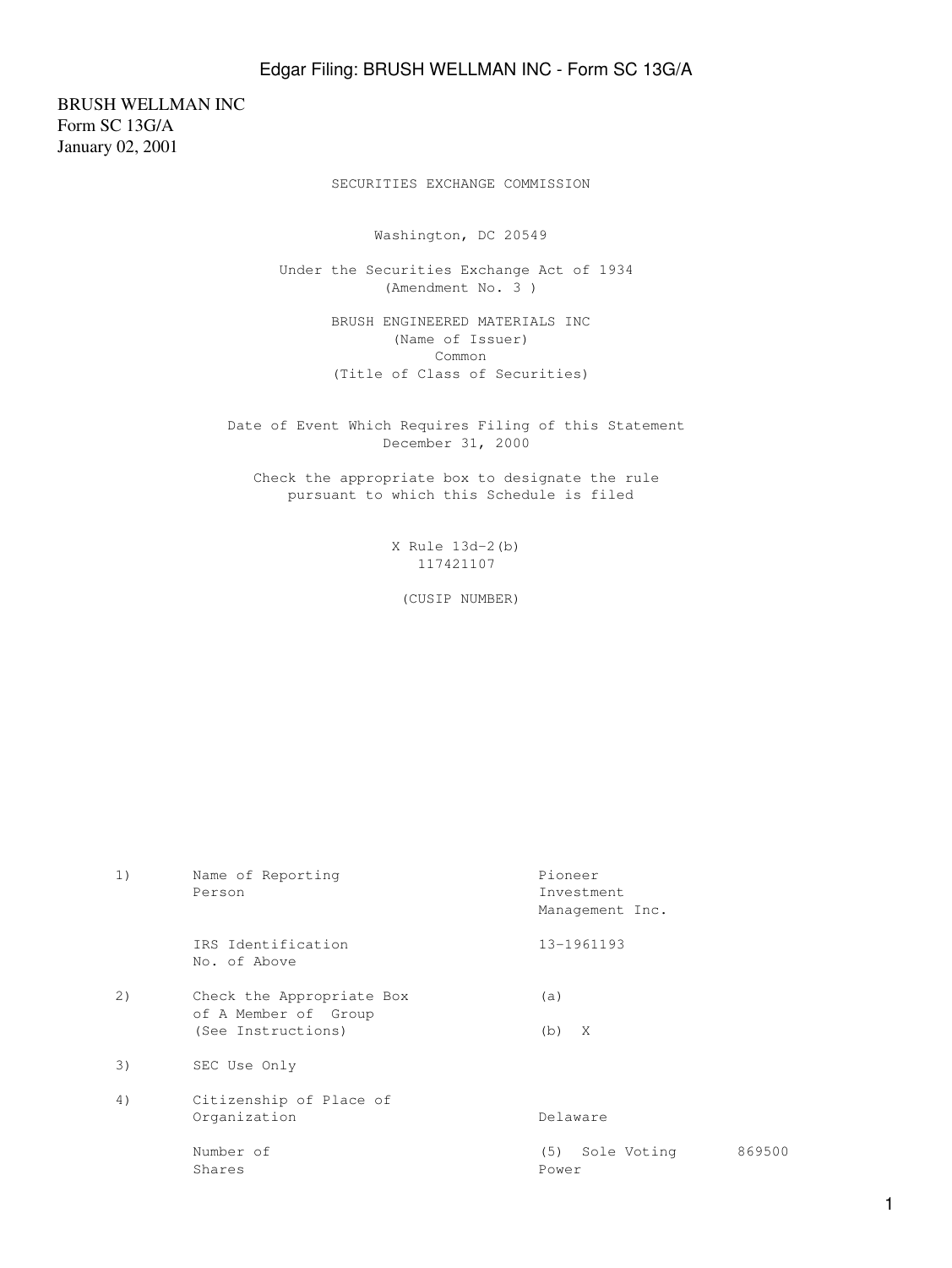BRUSH WELLMAN INC
Form SC 13G/A
January 02, 2001

SECURITIES EXCHANGE COMMISSION

Washington, DC 20549

Under the Securities Exchange Act of 1934
(Amendment No. 3 )

BRUSH ENGINEERED MATERIALS INC
(Name of Issuer)
Common
(Title of Class of Securities)

Date of Event Which Requires Filing of this Statement
December 31, 2000

Check the appropriate box to designate the rule
pursuant to which this Schedule is filed

X Rule 13d-2(b)
117421107

(CUSIP NUMBER)

| | | | |
|---|---|---|---|
| 1) | Name of Reporting Person | Pioneer Investment Management Inc. | |
| | IRS Identification No. of Above | 13-1961193 | |
| 2) | Check the Appropriate Box of A Member of Group (See Instructions) | (a) | |
| | | (b) X | |
| 3) | SEC Use Only | | |
| 4) | Citizenship of Place of Organization | Delaware | |
| | Number of Shares | (5) Sole Voting Power | 869500 |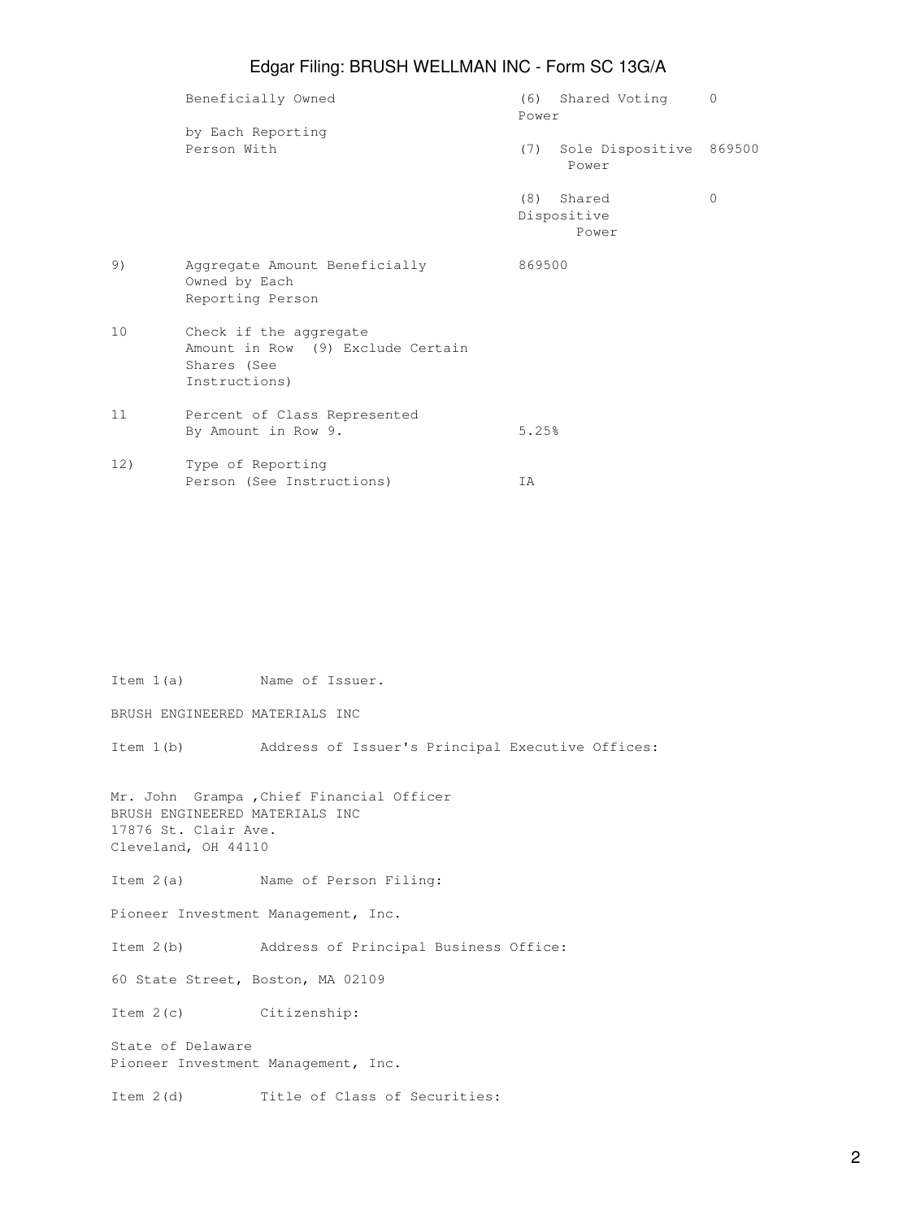| | | | |
|---|---|---|---|
| | Beneficially Owned by Each Reporting Person With | (6) Shared Voting Power | 0 |
| | | (7) Sole Dispositive Power | 869500 |
| | | (8) Shared Dispositive Power | 0 |
| 9) | Aggregate Amount Beneficially Owned by Each Reporting Person | 869500 | |
| 10 | Check if the aggregate Amount in Row (9) Exclude Certain Shares (See Instructions) | | |
| 11 | Percent of Class Represented By Amount in Row 9. | 5.25% | |
| 12) | Type of Reporting Person (See Instructions) | IA | |

Item 1(a) Name of Issuer.

BRUSH ENGINEERED MATERIALS INC

Item 1(b) Address of Issuer's Principal Executive Offices:

Mr. John Grampa ,Chief Financial Officer
BRUSH ENGINEERED MATERIALS INC
17876 St. Clair Ave.
Cleveland, OH 44110

Item 2(a) Name of Person Filing:

Pioneer Investment Management, Inc.

Item 2(b) Address of Principal Business Office:

60 State Street, Boston, MA 02109

Item 2(c) Citizenship:

State of Delaware
Pioneer Investment Management, Inc.

Item 2(d) Title of Class of Securities: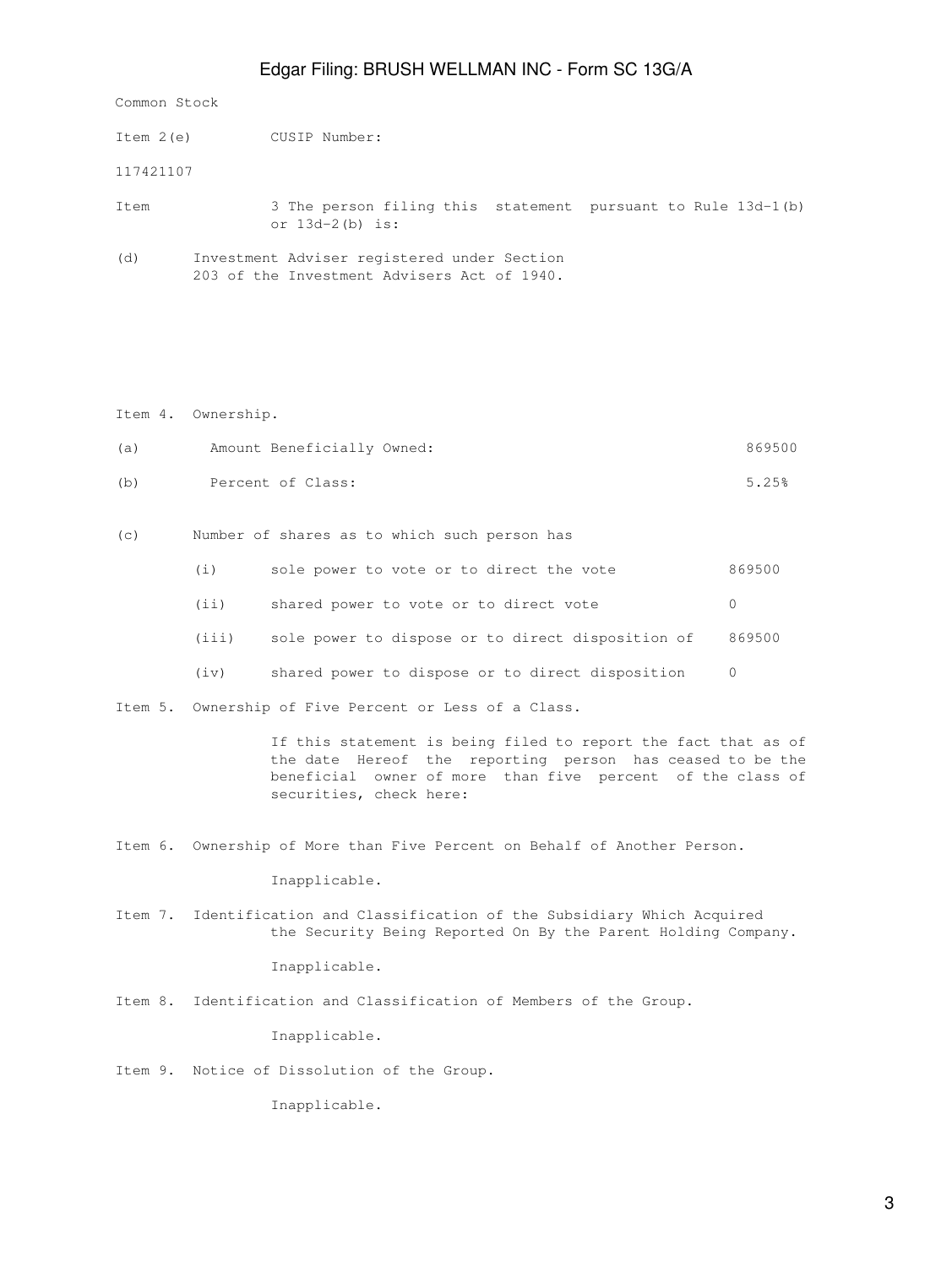Common Stock

Item 2(e) CUSIP Number:

117421107

Item 3 The person filing this statement pursuant to Rule 13d-1(b) or 13d-2(b) is:

(d) Investment Adviser registered under Section 203 of the Investment Advisers Act of 1940.

Item 4. Ownership.

| | | |
|---|---|---|
| (a) | Amount Beneficially Owned: | 869500 |
| (b) | Percent of Class: | 5.25% |

(c) Number of shares as to which such person has

| | | |
|---|---|---|
| (i) | sole power to vote or to direct the vote | 869500 |
| (ii) | shared power to vote or to direct vote | 0 |
| (iii) | sole power to dispose or to direct disposition of | 869500 |
| (iv) | shared power to dispose or to direct disposition | 0 |

Item 5. Ownership of Five Percent or Less of a Class.

If this statement is being filed to report the fact that as of the date Hereof the reporting person has ceased to be the beneficial owner of more than five percent of the class of securities, check here:

Item 6. Ownership of More than Five Percent on Behalf of Another Person.

Inapplicable.

Item 7. Identification and Classification of the Subsidiary Which Acquired the Security Being Reported On By the Parent Holding Company.

Inapplicable.

Item 8. Identification and Classification of Members of the Group.

Inapplicable.

Item 9. Notice of Dissolution of the Group.

Inapplicable.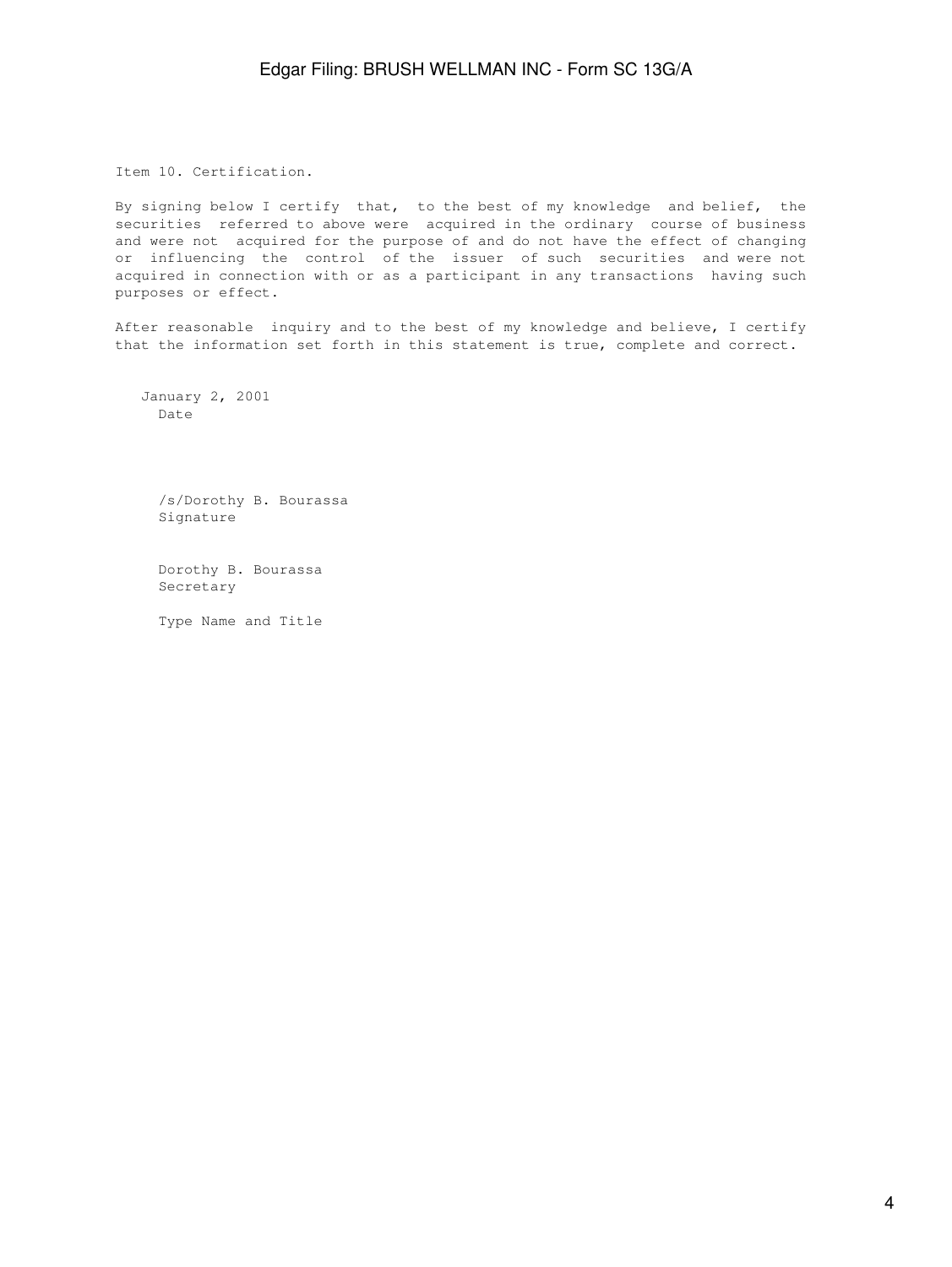Item 10. Certification.

By signing below I certify that, to the best of my knowledge and belief, the securities referred to above were acquired in the ordinary course of business and were not acquired for the purpose of and do not have the effect of changing or influencing the control of the issuer of such securities and were not acquired in connection with or as a participant in any transactions having such purposes or effect.

After reasonable inquiry and to the best of my knowledge and believe, I certify that the information set forth in this statement is true, complete and correct.

January 2, 2001
Date

/s/Dorothy B. Bourassa
Signature

Dorothy B. Bourassa
Secretary

Type Name and Title